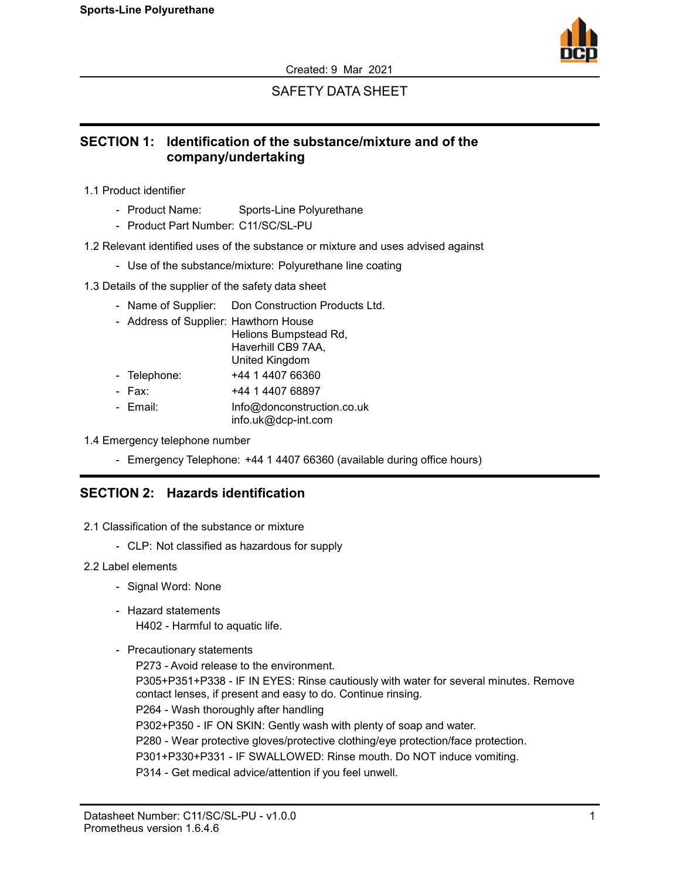Created: 9 Mar 2021

# SAFETY DATA SHEET

## SECTION 1: Identification of the substance/mixture and of the company/undertaking

1.1 Product identifier

- Product Name: Sports-Line Polyurethane
- Product Part Number: C11/SC/SL-PU

1.2 Relevant identified uses of the substance or mixture and uses advised against

- Use of the substance/mixture: Polyurethane line coating

1.3 Details of the supplier of the safety data sheet

- Name of Supplier: Don Construction Products Ltd.
- Address of Supplier: Hawthorn House
  Helions Bumpstead Rd,
  Haverhill CB9 7AA,
  United Kingdom
- Telephone: +44 1 4407 66360
- Fax: +44 1 4407 68897
- Email: Info@donconstruction.co.uk
  info.uk@dcp-int.com

1.4 Emergency telephone number

- Emergency Telephone: +44 1 4407 66360 (available during office hours)

## SECTION 2: Hazards identification

2.1 Classification of the substance or mixture

- CLP: Not classified as hazardous for supply

2.2 Label elements

- Signal Word: None
- Hazard statements
  H402 - Harmful to aquatic life.
- Precautionary statements
  P273 - Avoid release to the environment.
  P305+P351+P338 - IF IN EYES: Rinse cautiously with water for several minutes. Remove contact lenses, if present and easy to do. Continue rinsing.
  P264 - Wash thoroughly after handling
  P302+P350 - IF ON SKIN: Gently wash with plenty of soap and water.
  P280 - Wear protective gloves/protective clothing/eye protection/face protection.
  P301+P330+P331 - IF SWALLOWED: Rinse mouth. Do NOT induce vomiting.
  P314 - Get medical advice/attention if you feel unwell.

Datasheet Number: C11/SC/SL-PU - v1.0.0
Prometheus version 1.6.4.6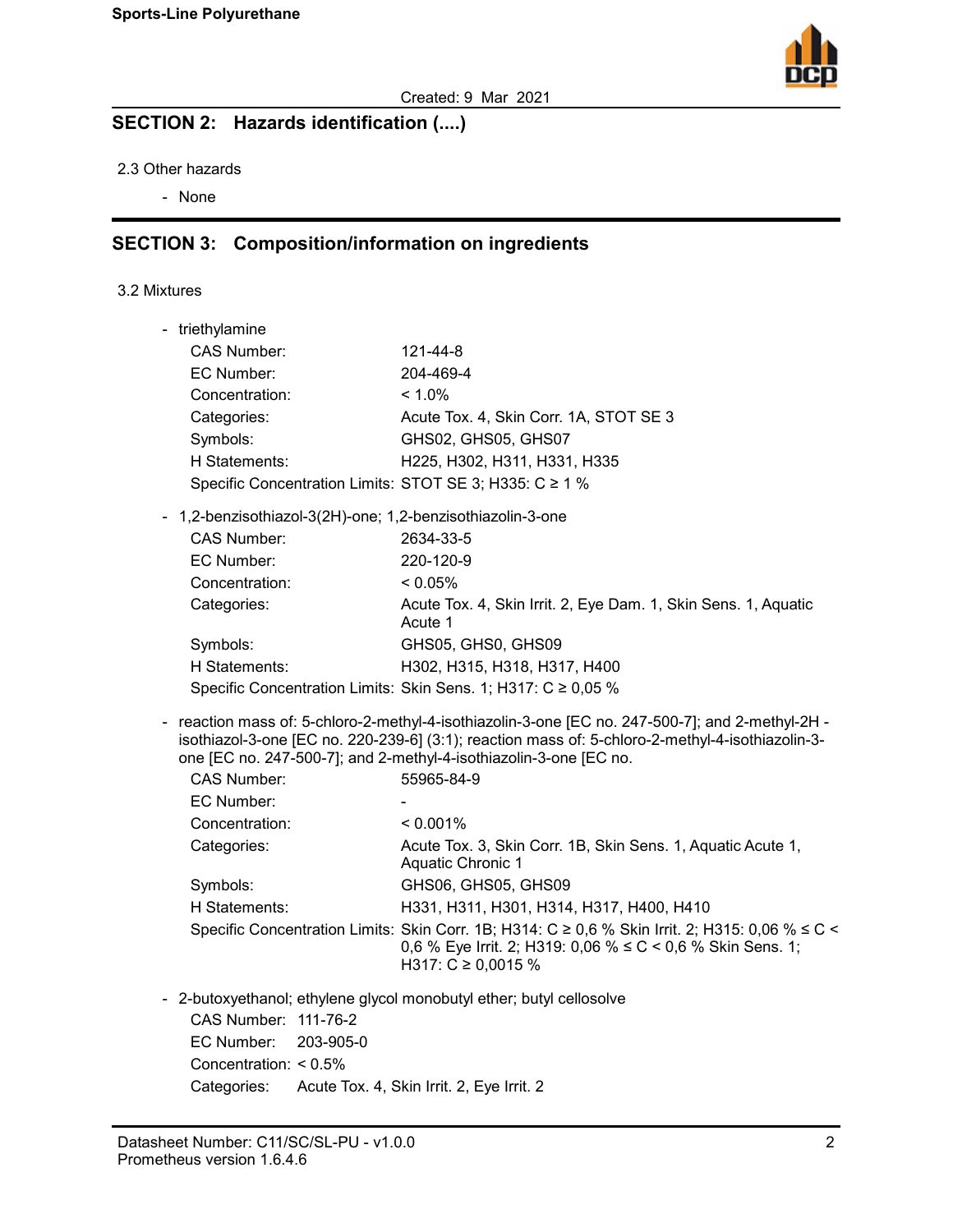## SECTION 2: Hazards identification (....)

2.3 Other hazards

- None

## SECTION 3: Composition/information on ingredients

3.2 Mixtures

- triethylamine

| | |
|---|---|
| CAS Number: | 121-44-8 |
| EC Number: | 204-469-4 |
| Concentration: | < 1.0% |
| Categories: | Acute Tox. 4, Skin Corr. 1A, STOT SE 3 |
| Symbols: | GHS02, GHS05, GHS07 |
| H Statements: | H225, H302, H311, H331, H335 |
| Specific Concentration Limits: | STOT SE 3; H335: C ≥ 1 % |

- 1,2-benzisothiazol-3(2H)-one; 1,2-benzisothiazolin-3-one

| | |
|---|---|
| CAS Number: | 2634-33-5 |
| EC Number: | 220-120-9 |
| Concentration: | < 0.05% |
| Categories: | Acute Tox. 4, Skin Irrit. 2, Eye Dam. 1, Skin Sens. 1, Aquatic Acute 1 |
| Symbols: | GHS05, GHS0, GHS09 |
| H Statements: | H302, H315, H318, H317, H400 |
| Specific Concentration Limits: | Skin Sens. 1; H317: C ≥ 0,05 % |

- reaction mass of: 5-chloro-2-methyl-4-isothiazolin-3-one [EC no. 247-500-7]; and 2-methyl-2H -isothiazol-3-one [EC no. 220-239-6] (3:1); reaction mass of: 5-chloro-2-methyl-4-isothiazolin-3-one [EC no. 247-500-7]; and 2-methyl-4-isothiazolin-3-one [EC no.

| | |
|---|---|
| CAS Number: | 55965-84-9 |
| EC Number: | - |
| Concentration: | < 0.001% |
| Categories: | Acute Tox. 3, Skin Corr. 1B, Skin Sens. 1, Aquatic Acute 1, Aquatic Chronic 1 |
| Symbols: | GHS06, GHS05, GHS09 |
| H Statements: | H331, H311, H301, H314, H317, H400, H410 |
| Specific Concentration Limits: | Skin Corr. 1B; H314: C ≥ 0,6 % Skin Irrit. 2; H315: 0,06 % ≤ C < 0,6 % Eye Irrit. 2; H319: 0,06 % ≤ C < 0,6 % Skin Sens. 1; H317: C ≥ 0,0015 % |

- 2-butoxyethanol; ethylene glycol monobutyl ether; butyl cellosolve

| | |
|---|---|
| CAS Number: | 111-76-2 |
| EC Number: | 203-905-0 |
| Concentration: | < 0.5% |
| Categories: | Acute Tox. 4, Skin Irrit. 2, Eye Irrit. 2 |

Datasheet Number: C11/SC/SL-PU - v1.0.0
Prometheus version 1.6.4.6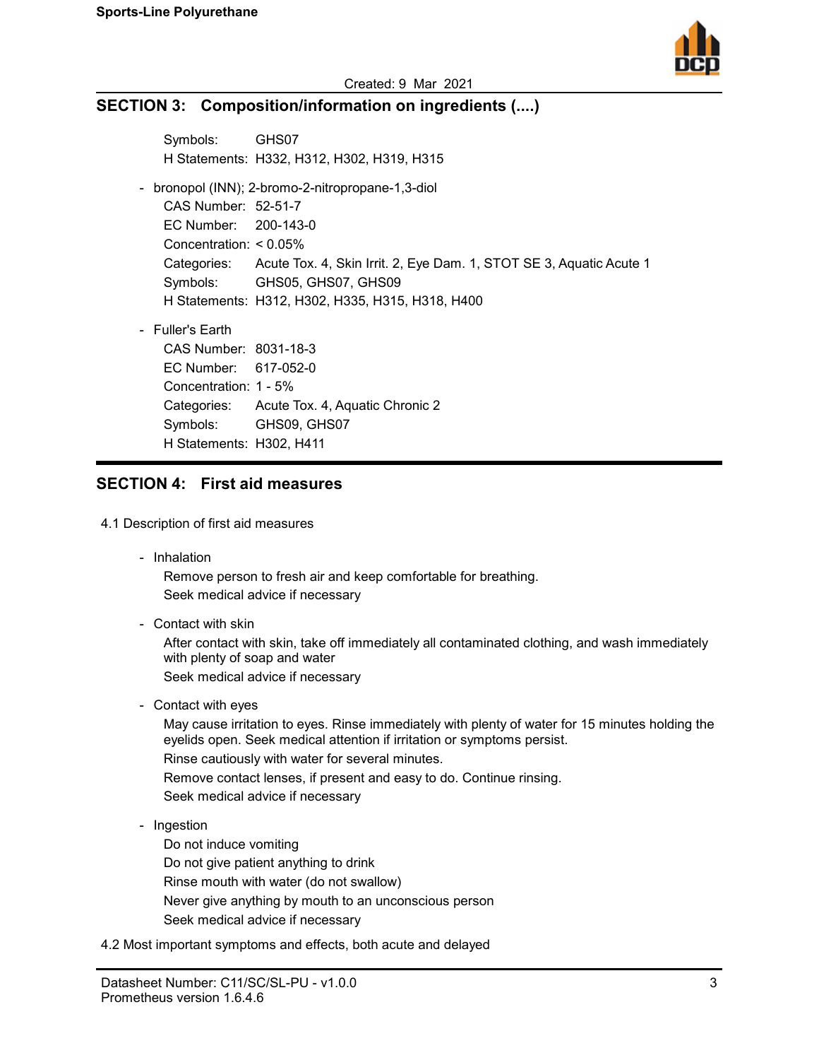## SECTION 3: Composition/information on ingredients (....)

Symbols: GHS07
H Statements: H332, H312, H302, H319, H315

- bronopol (INN); 2-bromo-2-nitropropane-1,3-diol
  CAS Number: 52-51-7
  EC Number: 200-143-0
  Concentration: < 0.05%
  Categories: Acute Tox. 4, Skin Irrit. 2, Eye Dam. 1, STOT SE 3, Aquatic Acute 1
  Symbols: GHS05, GHS07, GHS09
  H Statements: H312, H302, H335, H315, H318, H400

- Fuller's Earth
  CAS Number: 8031-18-3
  EC Number: 617-052-0
  Concentration: 1 - 5%
  Categories: Acute Tox. 4, Aquatic Chronic 2
  Symbols: GHS09, GHS07
  H Statements: H302, H411

## SECTION 4: First aid measures

4.1 Description of first aid measures

- Inhalation
  Remove person to fresh air and keep comfortable for breathing.
  Seek medical advice if necessary

- Contact with skin
  After contact with skin, take off immediately all contaminated clothing, and wash immediately with plenty of soap and water
  Seek medical advice if necessary

- Contact with eyes
  May cause irritation to eyes. Rinse immediately with plenty of water for 15 minutes holding the eyelids open. Seek medical attention if irritation or symptoms persist.
  Rinse cautiously with water for several minutes.
  Remove contact lenses, if present and easy to do. Continue rinsing.
  Seek medical advice if necessary

- Ingestion
  Do not induce vomiting
  Do not give patient anything to drink
  Rinse mouth with water (do not swallow)
  Never give anything by mouth to an unconscious person
  Seek medical advice if necessary

4.2 Most important symptoms and effects, both acute and delayed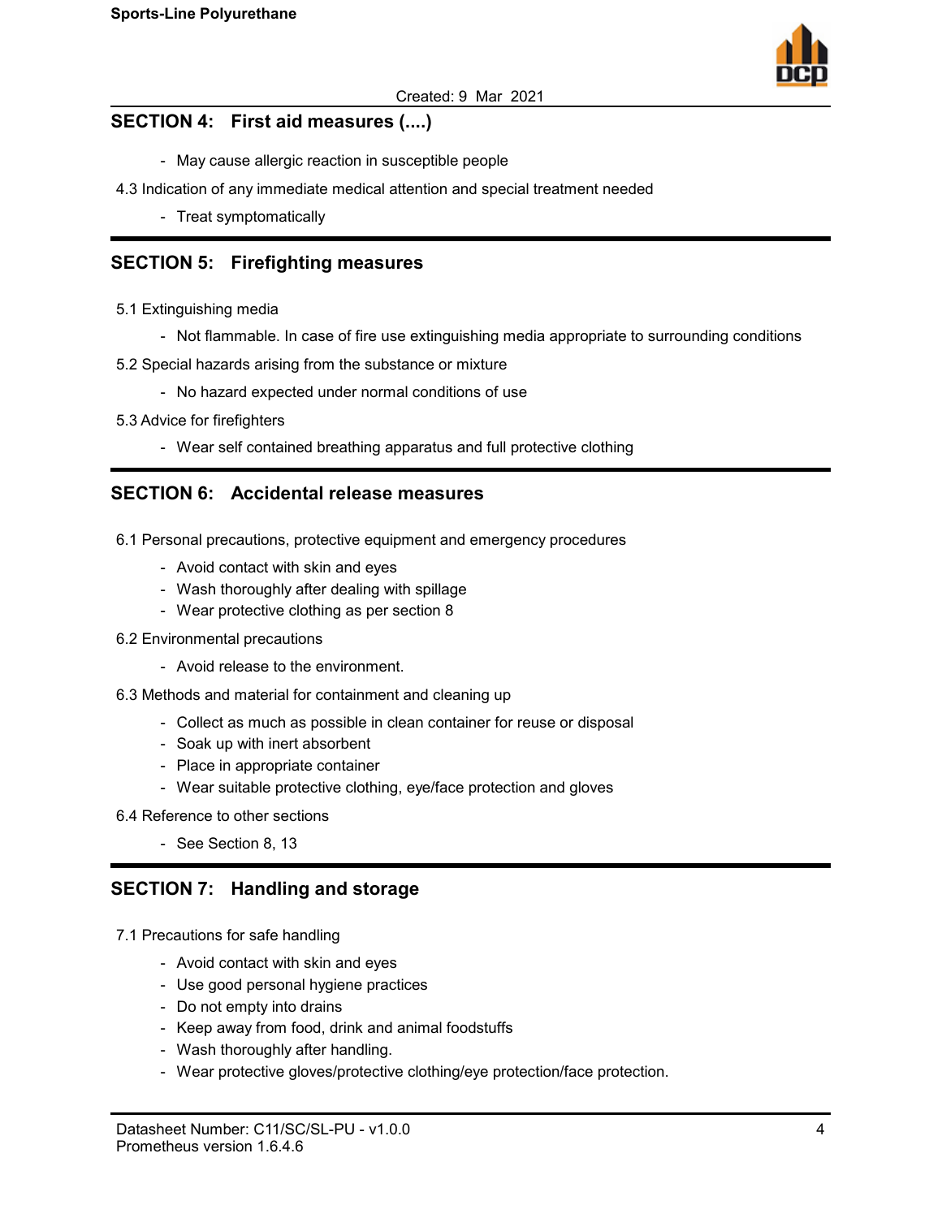## SECTION 4: First aid measures (....)

- May cause allergic reaction in susceptible people

4.3 Indication of any immediate medical attention and special treatment needed

- Treat symptomatically

## SECTION 5: Firefighting measures

5.1 Extinguishing media

- Not flammable. In case of fire use extinguishing media appropriate to surrounding conditions

5.2 Special hazards arising from the substance or mixture

- No hazard expected under normal conditions of use

5.3 Advice for firefighters

- Wear self contained breathing apparatus and full protective clothing

## SECTION 6: Accidental release measures

6.1 Personal precautions, protective equipment and emergency procedures

- Avoid contact with skin and eyes
- Wash thoroughly after dealing with spillage
- Wear protective clothing as per section 8

6.2 Environmental precautions

- Avoid release to the environment.

6.3 Methods and material for containment and cleaning up

- Collect as much as possible in clean container for reuse or disposal
- Soak up with inert absorbent
- Place in appropriate container
- Wear suitable protective clothing, eye/face protection and gloves

6.4 Reference to other sections

- See Section 8, 13

## SECTION 7: Handling and storage

7.1 Precautions for safe handling

- Avoid contact with skin and eyes
- Use good personal hygiene practices
- Do not empty into drains
- Keep away from food, drink and animal foodstuffs
- Wash thoroughly after handling.
- Wear protective gloves/protective clothing/eye protection/face protection.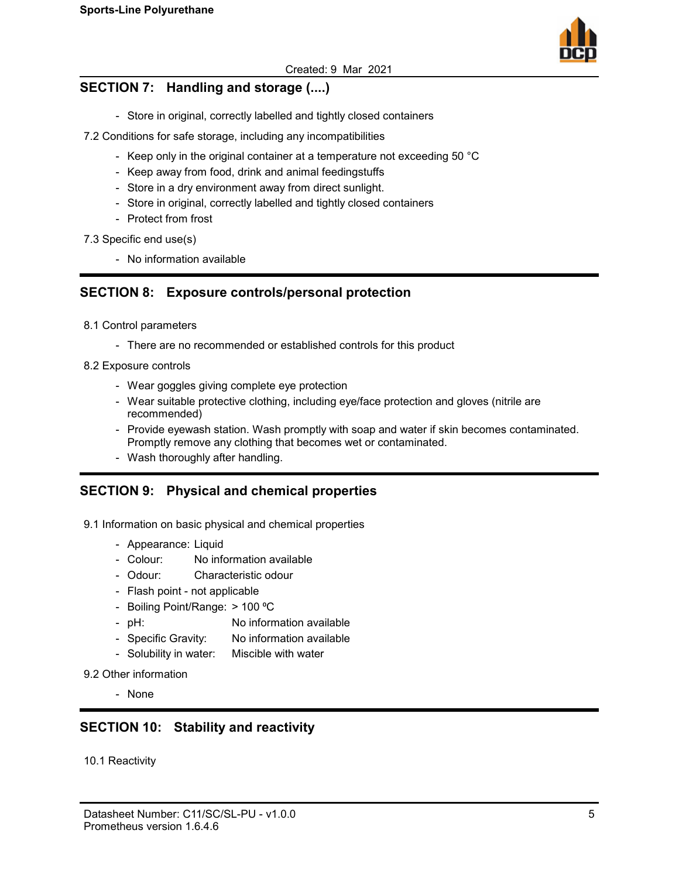## SECTION 7: Handling and storage (....)

- Store in original, correctly labelled and tightly closed containers

7.2 Conditions for safe storage, including any incompatibilities

- Keep only in the original container at a temperature not exceeding 50 °C
- Keep away from food, drink and animal feedingstuffs
- Store in a dry environment away from direct sunlight.
- Store in original, correctly labelled and tightly closed containers
- Protect from frost

7.3 Specific end use(s)

- No information available

## SECTION 8: Exposure controls/personal protection

8.1 Control parameters

- There are no recommended or established controls for this product

8.2 Exposure controls

- Wear goggles giving complete eye protection
- Wear suitable protective clothing, including eye/face protection and gloves (nitrile are recommended)
- Provide eyewash station. Wash promptly with soap and water if skin becomes contaminated. Promptly remove any clothing that becomes wet or contaminated.
- Wash thoroughly after handling.

## SECTION 9: Physical and chemical properties

9.1 Information on basic physical and chemical properties

- Appearance: Liquid
- Colour: No information available
- Odour: Characteristic odour
- Flash point - not applicable
- Boiling Point/Range: > 100 ºC
- pH: No information available
- Specific Gravity: No information available
- Solubility in water: Miscible with water

9.2 Other information

- None

## SECTION 10: Stability and reactivity

10.1 Reactivity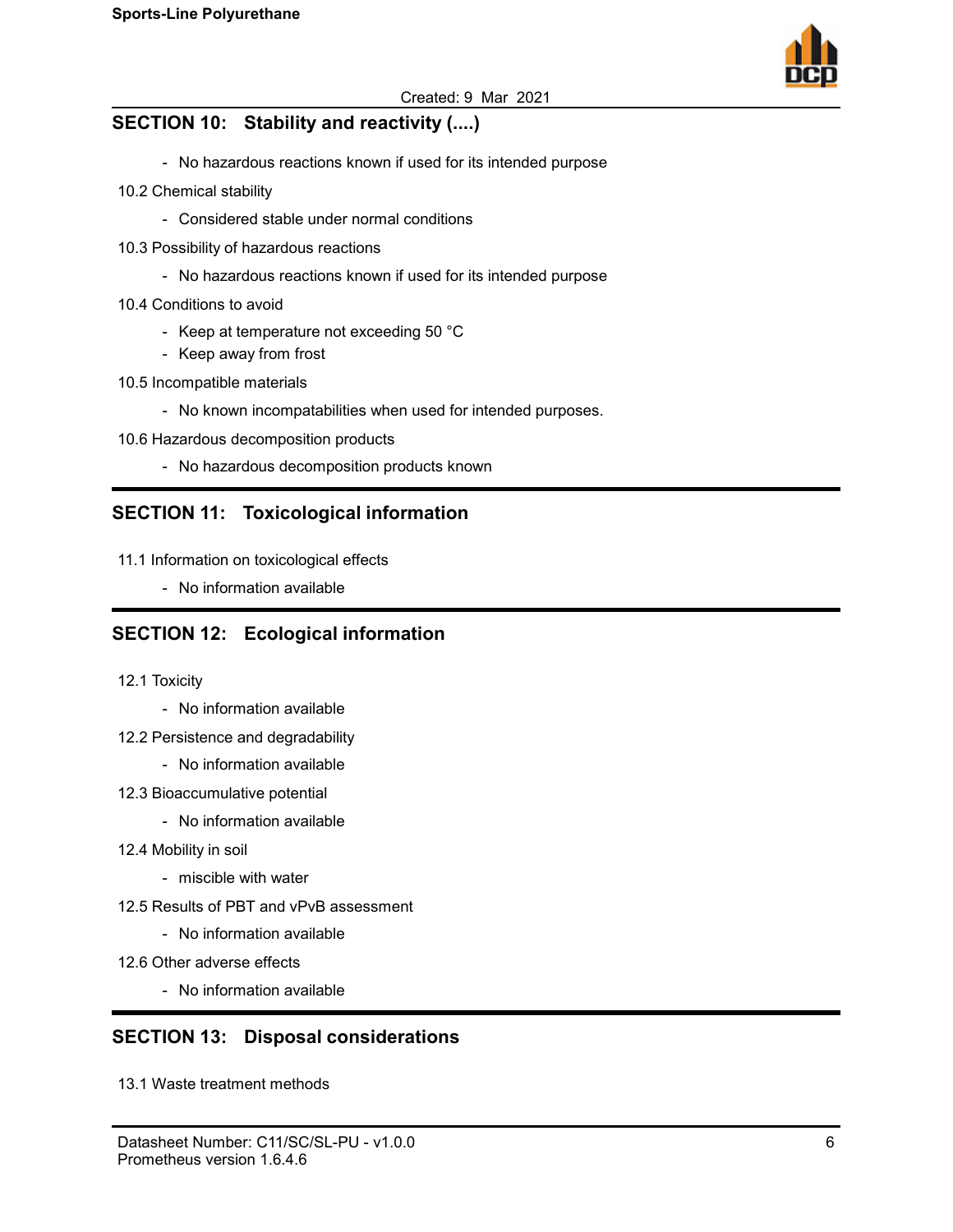## SECTION 10: Stability and reactivity (....)

- No hazardous reactions known if used for its intended purpose

10.2 Chemical stability

- Considered stable under normal conditions

10.3 Possibility of hazardous reactions

- No hazardous reactions known if used for its intended purpose

10.4 Conditions to avoid

- Keep at temperature not exceeding 50 °C
- Keep away from frost

10.5 Incompatible materials

- No known incompatabilities when used for intended purposes.

10.6 Hazardous decomposition products

- No hazardous decomposition products known

## SECTION 11: Toxicological information

11.1 Information on toxicological effects

- No information available

## SECTION 12: Ecological information

12.1 Toxicity

- No information available

12.2 Persistence and degradability

- No information available

12.3 Bioaccumulative potential

- No information available

12.4 Mobility in soil

- miscible with water

12.5 Results of PBT and vPvB assessment

- No information available

12.6 Other adverse effects

- No information available

## SECTION 13: Disposal considerations

13.1 Waste treatment methods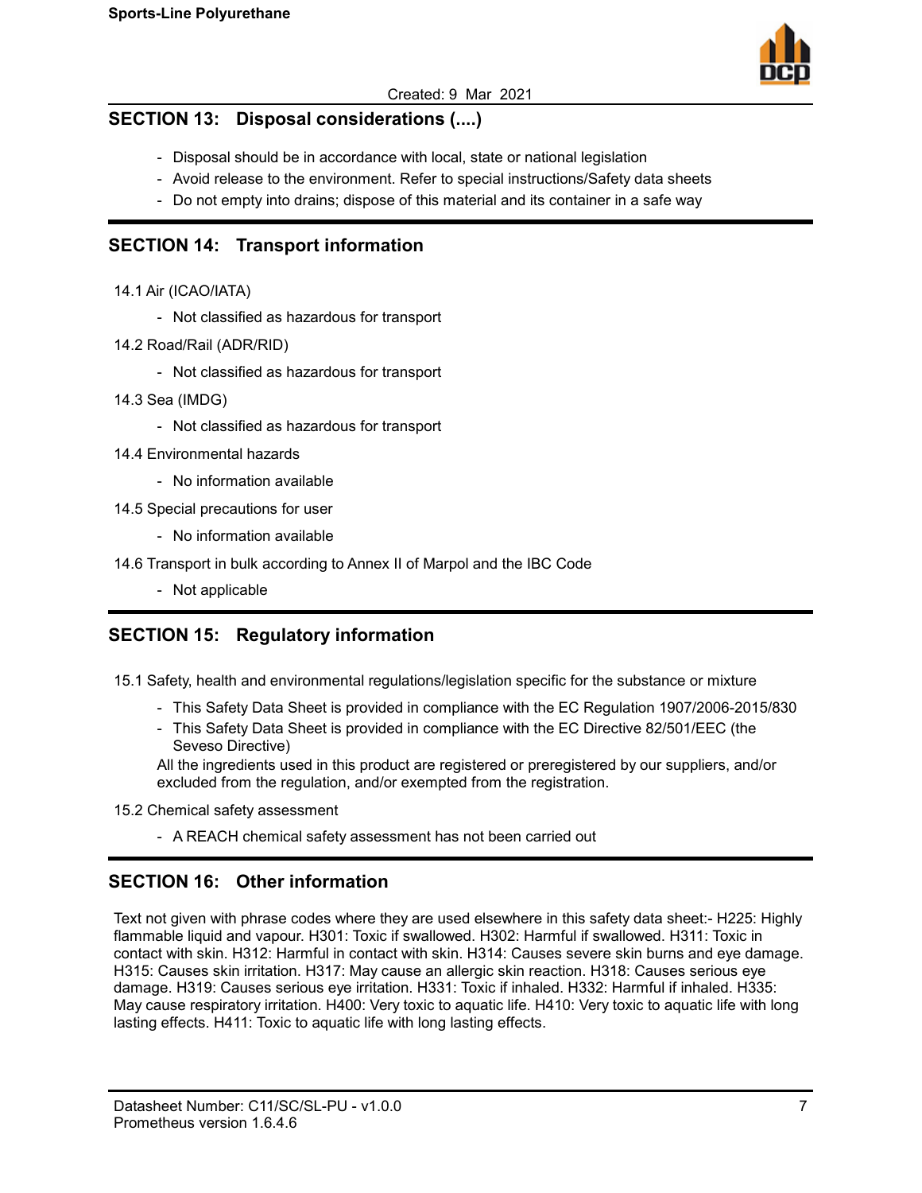## SECTION 13: Disposal considerations (....)

- Disposal should be in accordance with local, state or national legislation
- Avoid release to the environment. Refer to special instructions/Safety data sheets
- Do not empty into drains; dispose of this material and its container in a safe way

## SECTION 14: Transport information

14.1 Air (ICAO/IATA)

- Not classified as hazardous for transport

14.2 Road/Rail (ADR/RID)

- Not classified as hazardous for transport

14.3 Sea (IMDG)

- Not classified as hazardous for transport

14.4 Environmental hazards

- No information available

14.5 Special precautions for user

- No information available

14.6 Transport in bulk according to Annex II of Marpol and the IBC Code

- Not applicable

## SECTION 15: Regulatory information

15.1 Safety, health and environmental regulations/legislation specific for the substance or mixture

- This Safety Data Sheet is provided in compliance with the EC Regulation 1907/2006-2015/830
- This Safety Data Sheet is provided in compliance with the EC Directive 82/501/EEC (the Seveso Directive)

All the ingredients used in this product are registered or preregistered by our suppliers, and/or excluded from the regulation, and/or exempted from the registration.

15.2 Chemical safety assessment

- A REACH chemical safety assessment has not been carried out

## SECTION 16: Other information

Text not given with phrase codes where they are used elsewhere in this safety data sheet:- H225: Highly flammable liquid and vapour. H301: Toxic if swallowed. H302: Harmful if swallowed. H311: Toxic in contact with skin. H312: Harmful in contact with skin. H314: Causes severe skin burns and eye damage. H315: Causes skin irritation. H317: May cause an allergic skin reaction. H318: Causes serious eye damage. H319: Causes serious eye irritation. H331: Toxic if inhaled. H332: Harmful if inhaled. H335: May cause respiratory irritation. H400: Very toxic to aquatic life. H410: Very toxic to aquatic life with long lasting effects. H411: Toxic to aquatic life with long lasting effects.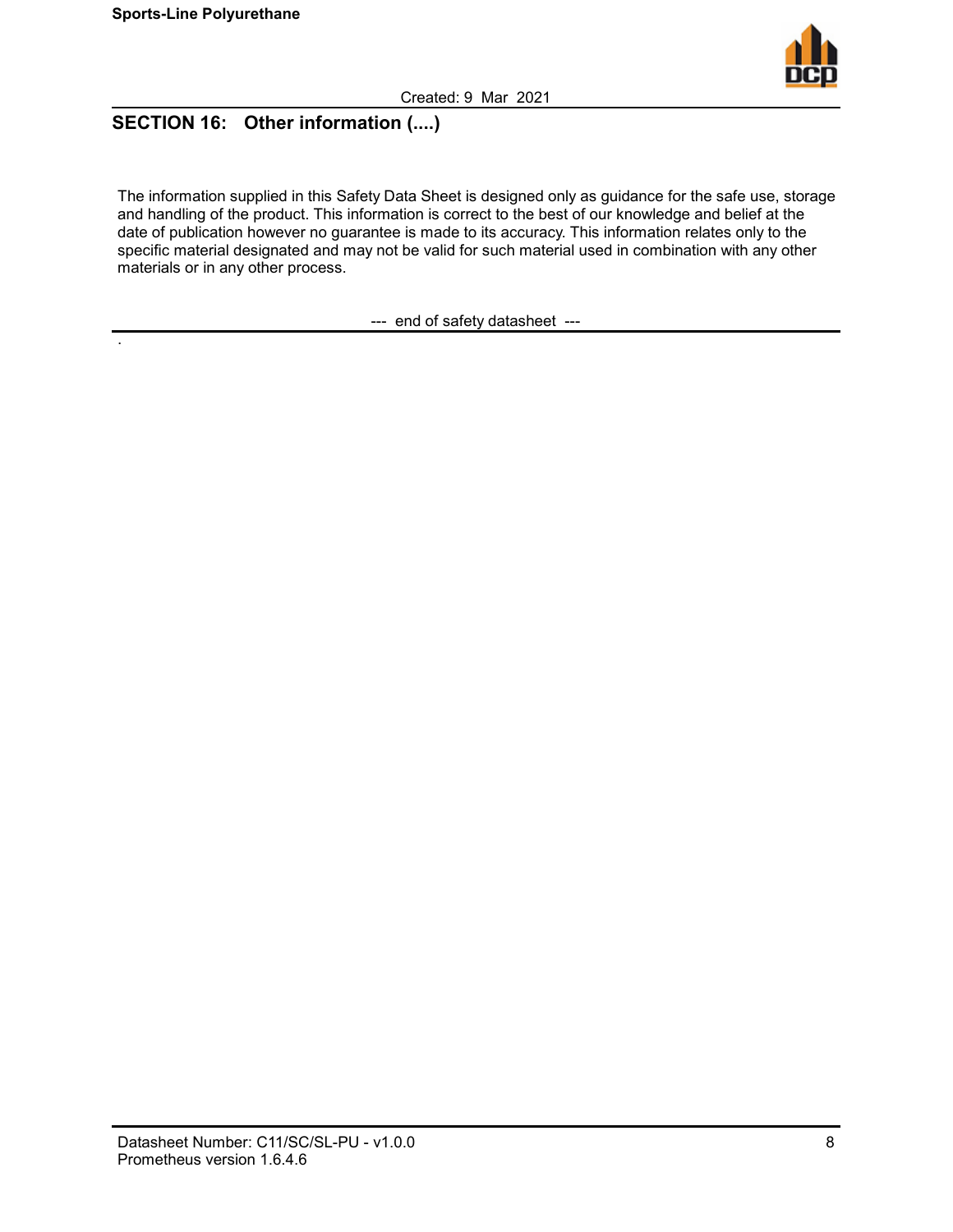## SECTION 16: Other information (....)

The information supplied in this Safety Data Sheet is designed only as guidance for the safe use, storage and handling of the product. This information is correct to the best of our knowledge and belief at the date of publication however no guarantee is made to its accuracy. This information relates only to the specific material designated and may not be valid for such material used in combination with any other materials or in any other process.

--- end of safety datasheet ---